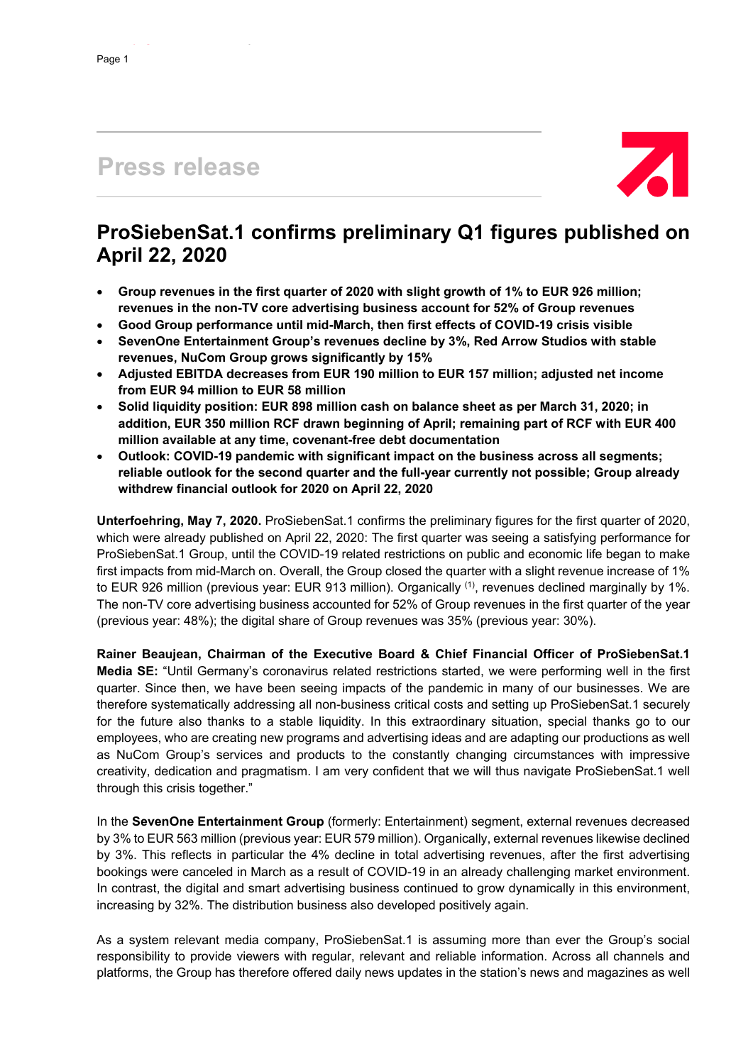# Press release

## ProSiebenSat.1 confirms preliminary Q1 figures published on April 22, 2020

- **Group revenues in the first quarter of 2020 with slight growth of 1% to EUR 926 million; revenues in the non-TV core advertising business account for 52% of Group revenues**
- **Good Group performance until mid-March, then first effects of COVID-19 crisis visible**
- **SevenOne Entertainment Group's revenues decline by 3%, Red Arrow Studios with stable revenues, NuCom Group grows significantly by 15%**
- **Adjusted EBITDA decreases from EUR 190 million to EUR 157 million; adjusted net income from EUR 94 million to EUR 58 million**
- **Solid liquidity position: EUR 898 million cash on balance sheet as per March 31, 2020; in addition, EUR 350 million RCF drawn beginning of April; remaining part of RCF with EUR 400 million available at any time, covenant-free debt documentation**
- **Outlook: COVID-19 pandemic with significant impact on the business across all segments; reliable outlook for the second quarter and the full-year currently not possible; Group already withdrew financial outlook for 2020 on April 22, 2020**

**Unterfoehring, May 7, 2020.** ProSiebenSat.1 confirms the preliminary figures for the first quarter of 2020, which were already published on April 22, 2020: The first quarter was seeing a satisfying performance for ProSiebenSat.1 Group, until the COVID-19 related restrictions on public and economic life began to make first impacts from mid-March on. Overall, the Group closed the quarter with a slight revenue increase of 1% to EUR 926 million (previous year: EUR 913 million). Organically [(1)], revenues declined marginally by 1%. The non-TV core advertising business accounted for 52% of Group revenues in the first quarter of the year (previous year: 48%); the digital share of Group revenues was 35% (previous year: 30%).

**Rainer Beaujean, Chairman of the Executive Board & Chief Financial Officer of ProSiebenSat.1 Media SE:** "Until Germany's coronavirus related restrictions started, we were performing well in the first quarter. Since then, we have been seeing impacts of the pandemic in many of our businesses. We are therefore systematically addressing all non-business critical costs and setting up ProSiebenSat.1 securely for the future also thanks to a stable liquidity. In this extraordinary situation, special thanks go to our employees, who are creating new programs and advertising ideas and are adapting our productions as well as NuCom Group's services and products to the constantly changing circumstances with impressive creativity, dedication and pragmatism. I am very confident that we will thus navigate ProSiebenSat.1 well through this crisis together."

In the **SevenOne Entertainment Group** (formerly: Entertainment) segment, external revenues decreased by 3% to EUR 563 million (previous year: EUR 579 million). Organically, external revenues likewise declined by 3%. This reflects in particular the 4% decline in total advertising revenues, after the first advertising bookings were canceled in March as a result of COVID-19 in an already challenging market environment. In contrast, the digital and smart advertising business continued to grow dynamically in this environment, increasing by 32%. The distribution business also developed positively again.

As a system relevant media company, ProSiebenSat.1 is assuming more than ever the Group's social responsibility to provide viewers with regular, relevant and reliable information. Across all channels and platforms, the Group has therefore offered daily news updates in the station's news and magazines as well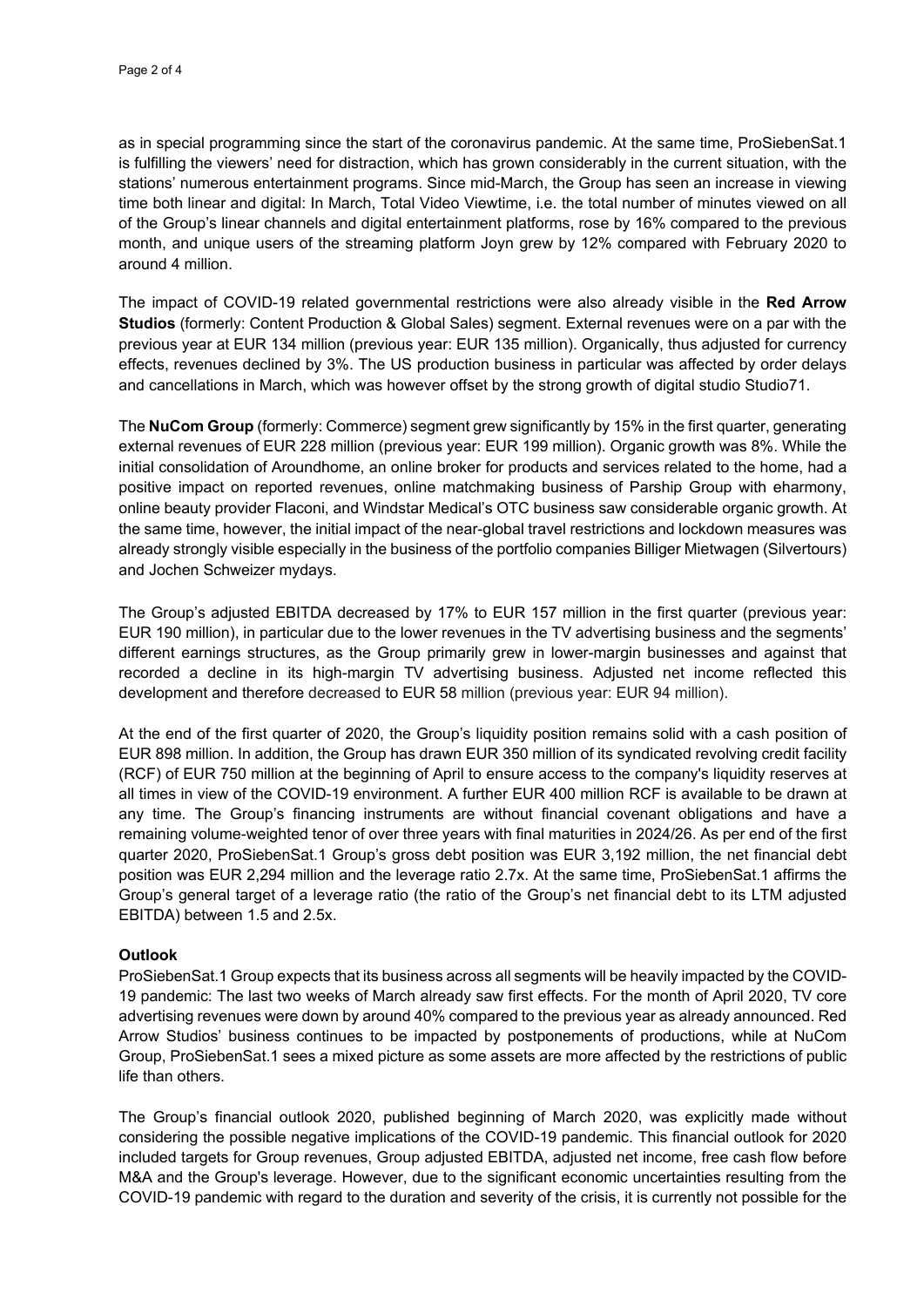as in special programming since the start of the coronavirus pandemic. At the same time, ProSiebenSat.1 is fulfilling the viewers' need for distraction, which has grown considerably in the current situation, with the stations' numerous entertainment programs. Since mid-March, the Group has seen an increase in viewing time both linear and digital: In March, Total Video Viewtime, i.e. the total number of minutes viewed on all of the Group's linear channels and digital entertainment platforms, rose by 16% compared to the previous month, and unique users of the streaming platform Joyn grew by 12% compared with February 2020 to around 4 million.

The impact of COVID-19 related governmental restrictions were also already visible in the **Red Arrow Studios** (formerly: Content Production & Global Sales) segment. External revenues were on a par with the previous year at EUR 134 million (previous year: EUR 135 million). Organically, thus adjusted for currency effects, revenues declined by 3%. The US production business in particular was affected by order delays and cancellations in March, which was however offset by the strong growth of digital studio Studio71.

The **NuCom Group** (formerly: Commerce) segment grew significantly by 15% in the first quarter, generating external revenues of EUR 228 million (previous year: EUR 199 million). Organic growth was 8%. While the initial consolidation of Aroundhome, an online broker for products and services related to the home, had a positive impact on reported revenues, online matchmaking business of Parship Group with eharmony, online beauty provider Flaconi, and Windstar Medical's OTC business saw considerable organic growth. At the same time, however, the initial impact of the near-global travel restrictions and lockdown measures was already strongly visible especially in the business of the portfolio companies Billiger Mietwagen (Silvertours) and Jochen Schweizer mydays.

The Group's adjusted EBITDA decreased by 17% to EUR 157 million in the first quarter (previous year: EUR 190 million), in particular due to the lower revenues in the TV advertising business and the segments' different earnings structures, as the Group primarily grew in lower-margin businesses and against that recorded a decline in its high-margin TV advertising business. Adjusted net income reflected this development and therefore decreased to EUR 58 million (previous year: EUR 94 million).

At the end of the first quarter of 2020, the Group's liquidity position remains solid with a cash position of EUR 898 million. In addition, the Group has drawn EUR 350 million of its syndicated revolving credit facility (RCF) of EUR 750 million at the beginning of April to ensure access to the company's liquidity reserves at all times in view of the COVID-19 environment. A further EUR 400 million RCF is available to be drawn at any time. The Group's financing instruments are without financial covenant obligations and have a remaining volume-weighted tenor of over three years with final maturities in 2024/26. As per end of the first quarter 2020, ProSiebenSat.1 Group's gross debt position was EUR 3,192 million, the net financial debt position was EUR 2,294 million and the leverage ratio 2.7x. At the same time, ProSiebenSat.1 affirms the Group's general target of a leverage ratio (the ratio of the Group's net financial debt to its LTM adjusted EBITDA) between 1.5 and 2.5x.

**Outlook**

ProSiebenSat.1 Group expects that its business across all segments will be heavily impacted by the COVID-19 pandemic: The last two weeks of March already saw first effects. For the month of April 2020, TV core advertising revenues were down by around 40% compared to the previous year as already announced. Red Arrow Studios' business continues to be impacted by postponements of productions, while at NuCom Group, ProSiebenSat.1 sees a mixed picture as some assets are more affected by the restrictions of public life than others.

The Group's financial outlook 2020, published beginning of March 2020, was explicitly made without considering the possible negative implications of the COVID-19 pandemic. This financial outlook for 2020 included targets for Group revenues, Group adjusted EBITDA, adjusted net income, free cash flow before M&A and the Group's leverage. However, due to the significant economic uncertainties resulting from the COVID-19 pandemic with regard to the duration and severity of the crisis, it is currently not possible for the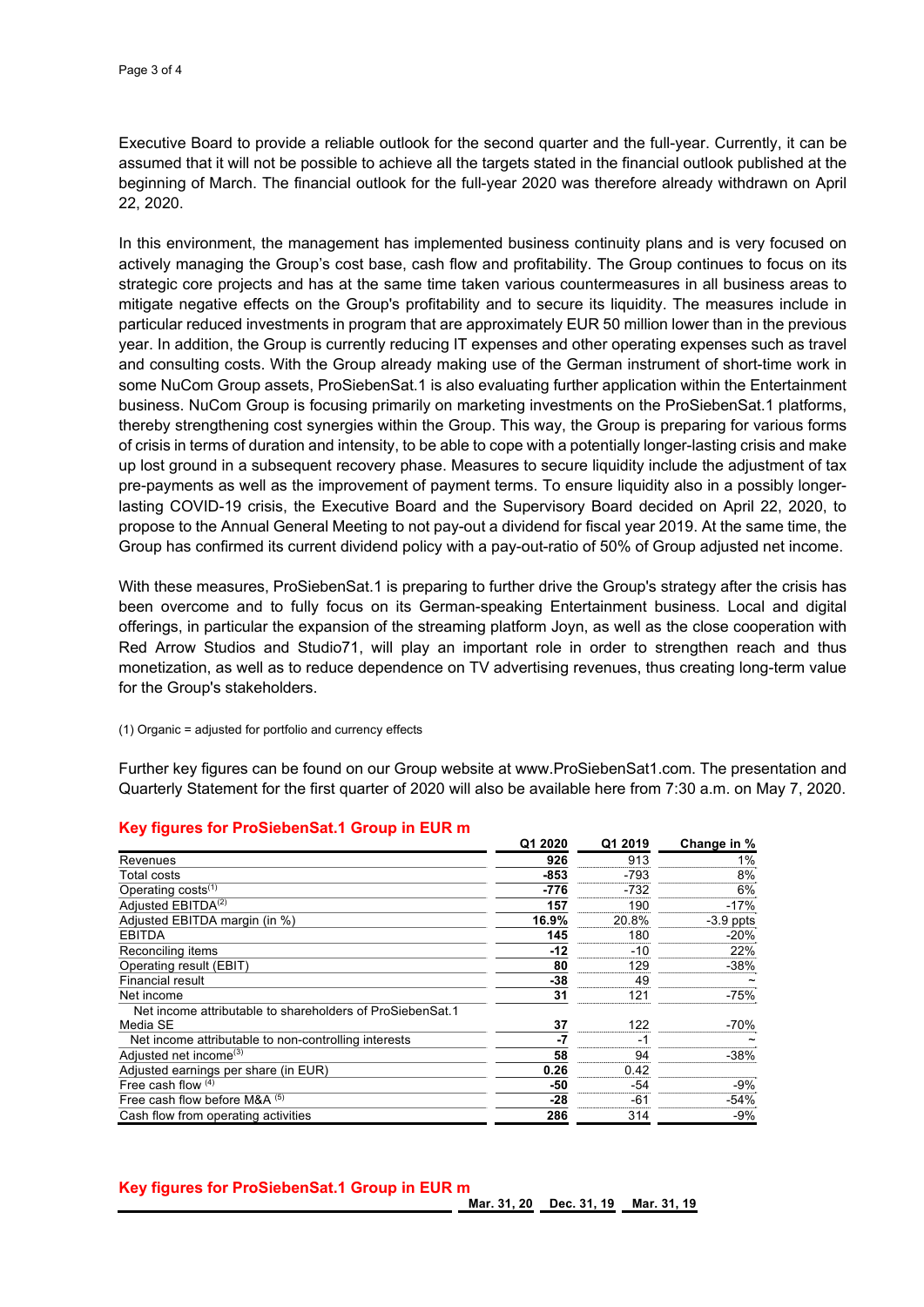Executive Board to provide a reliable outlook for the second quarter and the full-year. Currently, it can be assumed that it will not be possible to achieve all the targets stated in the financial outlook published at the beginning of March. The financial outlook for the full-year 2020 was therefore already withdrawn on April 22, 2020.

In this environment, the management has implemented business continuity plans and is very focused on actively managing the Group's cost base, cash flow and profitability. The Group continues to focus on its strategic core projects and has at the same time taken various countermeasures in all business areas to mitigate negative effects on the Group's profitability and to secure its liquidity. The measures include in particular reduced investments in program that are approximately EUR 50 million lower than in the previous year. In addition, the Group is currently reducing IT expenses and other operating expenses such as travel and consulting costs. With the Group already making use of the German instrument of short-time work in some NuCom Group assets, ProSiebenSat.1 is also evaluating further application within the Entertainment business. NuCom Group is focusing primarily on marketing investments on the ProSiebenSat.1 platforms, thereby strengthening cost synergies within the Group. This way, the Group is preparing for various forms of crisis in terms of duration and intensity, to be able to cope with a potentially longer-lasting crisis and make up lost ground in a subsequent recovery phase. Measures to secure liquidity include the adjustment of tax pre-payments as well as the improvement of payment terms. To ensure liquidity also in a possibly longer-lasting COVID-19 crisis, the Executive Board and the Supervisory Board decided on April 22, 2020, to propose to the Annual General Meeting to not pay-out a dividend for fiscal year 2019. At the same time, the Group has confirmed its current dividend policy with a pay-out-ratio of 50% of Group adjusted net income.

With these measures, ProSiebenSat.1 is preparing to further drive the Group's strategy after the crisis has been overcome and to fully focus on its German-speaking Entertainment business. Local and digital offerings, in particular the expansion of the streaming platform Joyn, as well as the close cooperation with Red Arrow Studios and Studio71, will play an important role in order to strengthen reach and thus monetization, as well as to reduce dependence on TV advertising revenues, thus creating long-term value for the Group's stakeholders.

(1) Organic = adjusted for portfolio and currency effects

Further key figures can be found on our Group website at www.ProSiebenSat1.com. The presentation and Quarterly Statement for the first quarter of 2020 will also be available here from 7:30 a.m. on May 7, 2020.

## Key figures for ProSiebenSat.1 Group in EUR m

| | Q1 2020 | Q1 2019 | Change in % |
|---|---|---|---|
| Revenues | **926** | 913 | 1% |
| Total costs | **-853** | -793 | 8% |
| Operating costs[1] | **-776** | -732 | 6% |
| Adjusted EBITDA[2] | **157** | 190 | -17% |
| Adjusted EBITDA margin (in %) | **16.9%** | 20.8% | -3.9 ppts |
| EBITDA | **145** | 180 | -20% |
| Reconciling items | **-12** | -10 | 22% |
| Operating result (EBIT) | **80** | 129 | -38% |
| Financial result | **-38** | 49 | ~ |
| Net income | **31** | 121 | -75% |
| Net income attributable to shareholders of ProSiebenSat.1 Media SE | **37** | 122 | -70% |
| Net income attributable to non-controlling interests | **-7** | -1 | ~ |
| Adjusted net income[3] | **58** | 94 | -38% |
| Adjusted earnings per share (in EUR) | **0.26** | 0.42 | |
| Free cash flow [4] | **-50** | -54 | -9% |
| Free cash flow before M&A [5] | **-28** | -61 | -54% |
| Cash flow from operating activities | **286** | 314 | -9% |

## Key figures for ProSiebenSat.1 Group in EUR m

| | Mar. 31, 20 | Dec. 31, 19 | Mar. 31, 19 |
|---|---|---|---|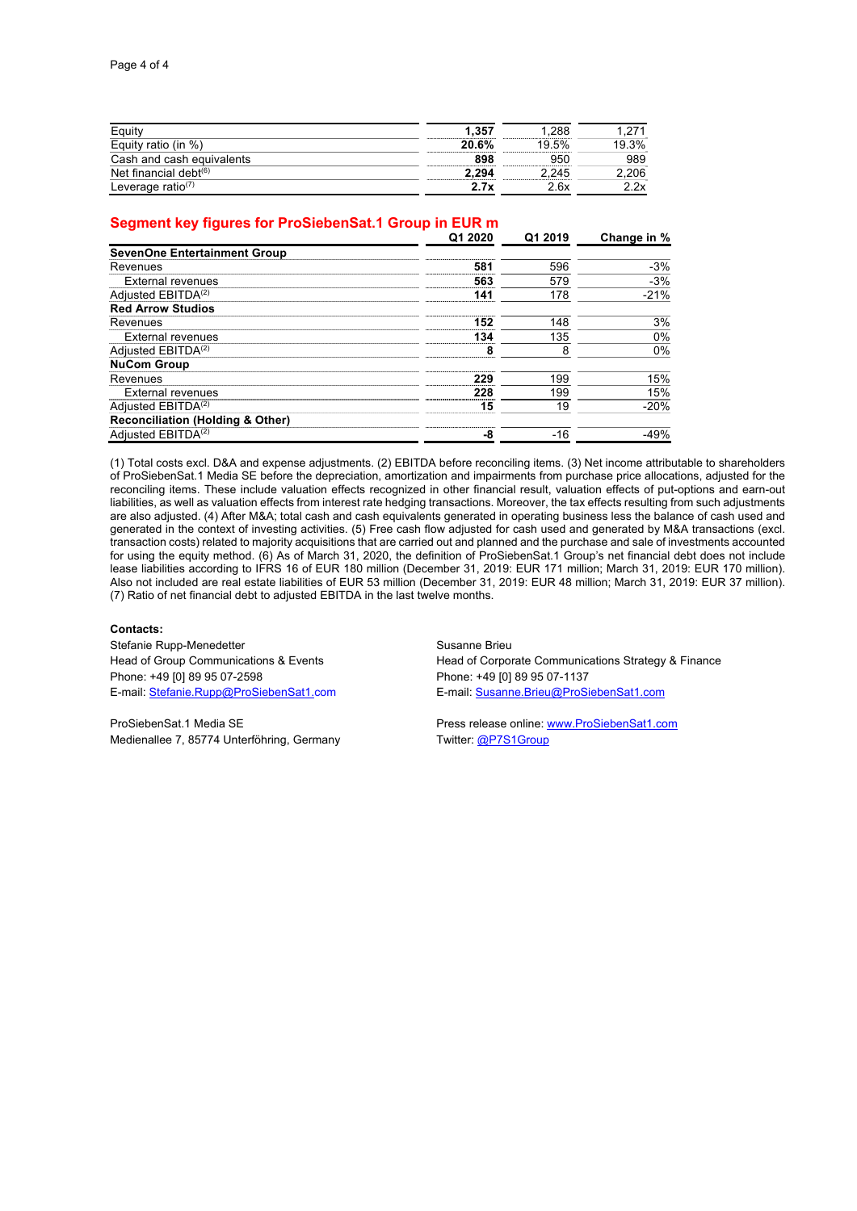| | | | |
|---|---|---|---|
| Equity | **1,357** | 1,288 | 1,271 |
| Equity ratio (in %) | **20.6%** | 19.5% | 19.3% |
| Cash and cash equivalents | **898** | 950 | 989 |
| Net financial debt(6) | **2,294** | 2,245 | 2,206 |
| Leverage ratio(7) | **2.7x** | 2.6x | 2.2x |

## Segment key figures for ProSiebenSat.1 Group in EUR m

| | Q1 2020 | Q1 2019 | Change in % |
|---|---|---|---|
| **SevenOne Entertainment Group** | | | |
| Revenues | **581** | 596 | -3% |
| External revenues | **563** | 579 | -3% |
| Adjusted EBITDA(2) | **141** | 178 | -21% |
| **Red Arrow Studios** | | | |
| Revenues | **152** | 148 | 3% |
| External revenues | **134** | 135 | 0% |
| Adjusted EBITDA(2) | **8** | 8 | 0% |
| **NuCom Group** | | | |
| Revenues | **229** | 199 | 15% |
| External revenues | **228** | 199 | 15% |
| Adjusted EBITDA(2) | **15** | 19 | -20% |
| **Reconciliation (Holding & Other)** | | | |
| Adjusted EBITDA(2) | **-8** | -16 | -49% |

(1) Total costs excl. D&A and expense adjustments. (2) EBITDA before reconciling items. (3) Net income attributable to shareholders of ProSiebenSat.1 Media SE before the depreciation, amortization and impairments from purchase price allocations, adjusted for the reconciling items. These include valuation effects recognized in other financial result, valuation effects of put-options and earn-out liabilities, as well as valuation effects from interest rate hedging transactions. Moreover, the tax effects resulting from such adjustments are also adjusted. (4) After M&A; total cash and cash equivalents generated in operating business less the balance of cash used and generated in the context of investing activities. (5) Free cash flow adjusted for cash used and generated by M&A transactions (excl. transaction costs) related to majority acquisitions that are carried out and planned and the purchase and sale of investments accounted for using the equity method. (6) As of March 31, 2020, the definition of ProSiebenSat.1 Group's net financial debt does not include lease liabilities according to IFRS 16 of EUR 180 million (December 31, 2019: EUR 171 million; March 31, 2019: EUR 170 million). Also not included are real estate liabilities of EUR 53 million (December 31, 2019: EUR 48 million; March 31, 2019: EUR 37 million). (7) Ratio of net financial debt to adjusted EBITDA in the last twelve months.

**Contacts:**

Stefanie Rupp-Menedetter
Head of Group Communications & Events
Phone: +49 [0] 89 95 07-2598
E-mail: Stefanie.Rupp@ProSiebenSat1.com

Susanne Brieu
Head of Corporate Communications Strategy & Finance
Phone: +49 [0] 89 95 07-1137
E-mail: Susanne.Brieu@ProSiebenSat1.com

ProSiebenSat.1 Media SE
Medienallee 7, 85774 Unterföhring, Germany

Press release online: www.ProSiebenSat1.com
Twitter: @P7S1Group